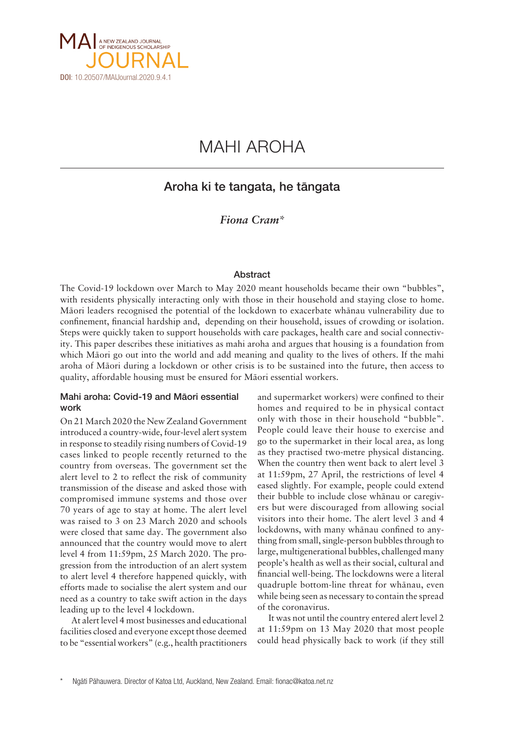MAI JOURNAL
A NEW ZEALAND JOURNAL OF INDIGENOUS SCHOLARSHIP

**DOI**: 10.20507/MAIJournal.2020.9.4.1

# MAHI AROHA

## Aroha ki te tangata, he tāngata

*Fiona Cram**

### Abstract

The Covid-19 lockdown over March to May 2020 meant households became their own "bubbles", with residents physically interacting only with those in their household and staying close to home. Māori leaders recognised the potential of the lockdown to exacerbate whānau vulnerability due to confinement, financial hardship and, depending on their household, issues of crowding or isolation. Steps were quickly taken to support households with care packages, health care and social connectivity. This paper describes these initiatives as mahi aroha and argues that housing is a foundation from which Māori go out into the world and add meaning and quality to the lives of others. If the mahi aroha of Māori during a lockdown or other crisis is to be sustained into the future, then access to quality, affordable housing must be ensured for Māori essential workers.

### Mahi aroha: Covid-19 and Māori essential work

On 21 March 2020 the New Zealand Government introduced a country-wide, four-level alert system in response to steadily rising numbers of Covid-19 cases linked to people recently returned to the country from overseas. The government set the alert level to 2 to reflect the risk of community transmission of the disease and asked those with compromised immune systems and those over 70 years of age to stay at home. The alert level was raised to 3 on 23 March 2020 and schools were closed that same day. The government also announced that the country would move to alert level 4 from 11:59pm, 25 March 2020. The progression from the introduction of an alert system to alert level 4 therefore happened quickly, with efforts made to socialise the alert system and our need as a country to take swift action in the days leading up to the level 4 lockdown.

At alert level 4 most businesses and educational facilities closed and everyone except those deemed to be "essential workers" (e.g., health practitioners and supermarket workers) were confined to their homes and required to be in physical contact only with those in their household "bubble". People could leave their house to exercise and go to the supermarket in their local area, as long as they practised two-metre physical distancing. When the country then went back to alert level 3 at 11:59pm, 27 April, the restrictions of level 4 eased slightly. For example, people could extend their bubble to include close whānau or caregivers but were discouraged from allowing social visitors into their home. The alert level 3 and 4 lockdowns, with many whānau confined to anything from small, single-person bubbles through to large, multigenerational bubbles, challenged many people's health as well as their social, cultural and financial well-being. The lockdowns were a literal quadruple bottom-line threat for whānau, even while being seen as necessary to contain the spread of the coronavirus.

It was not until the country entered alert level 2 at 11:59pm on 13 May 2020 that most people could head physically back to work (if they still

\* Ngāti Pāhauwera. Director of Katoa Ltd, Auckland, New Zealand. Email: fionac@katoa.net.nz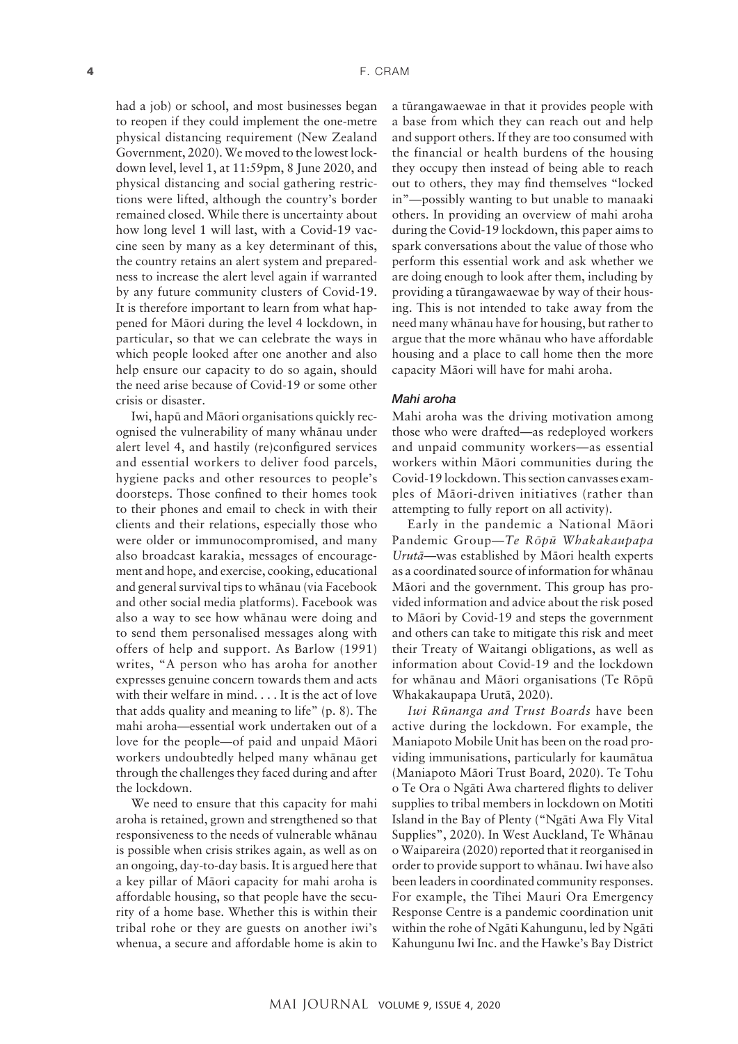had a job) or school, and most businesses began to reopen if they could implement the one-metre physical distancing requirement (New Zealand Government, 2020). We moved to the lowest lockdown level, level 1, at 11:59pm, 8 June 2020, and physical distancing and social gathering restrictions were lifted, although the country's border remained closed. While there is uncertainty about how long level 1 will last, with a Covid-19 vaccine seen by many as a key determinant of this, the country retains an alert system and preparedness to increase the alert level again if warranted by any future community clusters of Covid-19. It is therefore important to learn from what happened for Māori during the level 4 lockdown, in particular, so that we can celebrate the ways in which people looked after one another and also help ensure our capacity to do so again, should the need arise because of Covid-19 or some other crisis or disaster.

Iwi, hapū and Māori organisations quickly recognised the vulnerability of many whānau under alert level 4, and hastily (re)configured services and essential workers to deliver food parcels, hygiene packs and other resources to people's doorsteps. Those confined to their homes took to their phones and email to check in with their clients and their relations, especially those who were older or immunocompromised, and many also broadcast karakia, messages of encouragement and hope, and exercise, cooking, educational and general survival tips to whānau (via Facebook and other social media platforms). Facebook was also a way to see how whānau were doing and to send them personalised messages along with offers of help and support. As Barlow (1991) writes, "A person who has aroha for another expresses genuine concern towards them and acts with their welfare in mind. . . . It is the act of love that adds quality and meaning to life" (p. 8). The mahi aroha—essential work undertaken out of a love for the people—of paid and unpaid Māori workers undoubtedly helped many whānau get through the challenges they faced during and after the lockdown.

We need to ensure that this capacity for mahi aroha is retained, grown and strengthened so that responsiveness to the needs of vulnerable whānau is possible when crisis strikes again, as well as on an ongoing, day-to-day basis. It is argued here that a key pillar of Māori capacity for mahi aroha is affordable housing, so that people have the security of a home base. Whether this is within their tribal rohe or they are guests on another iwi's whenua, a secure and affordable home is akin to a tūrangawaewae in that it provides people with a base from which they can reach out and help and support others. If they are too consumed with the financial or health burdens of the housing they occupy then instead of being able to reach out to others, they may find themselves "locked in"—possibly wanting to but unable to manaaki others. In providing an overview of mahi aroha during the Covid-19 lockdown, this paper aims to spark conversations about the value of those who perform this essential work and ask whether we are doing enough to look after them, including by providing a tūrangawaewae by way of their housing. This is not intended to take away from the need many whānau have for housing, but rather to argue that the more whānau who have affordable housing and a place to call home then the more capacity Māori will have for mahi aroha.

### *Mahi aroha*

Mahi aroha was the driving motivation among those who were drafted—as redeployed workers and unpaid community workers—as essential workers within Māori communities during the Covid-19 lockdown. This section canvasses examples of Māori-driven initiatives (rather than attempting to fully report on all activity).

Early in the pandemic a National Māori Pandemic Group—*Te Rōpū Whakakaupapa Urutā*—was established by Māori health experts as a coordinated source of information for whānau Māori and the government. This group has provided information and advice about the risk posed to Māori by Covid-19 and steps the government and others can take to mitigate this risk and meet their Treaty of Waitangi obligations, as well as information about Covid-19 and the lockdown for whānau and Māori organisations (Te Rōpū Whakakaupapa Urutā, 2020).

*Iwi Rūnanga and Trust Boards* have been active during the lockdown. For example, the Maniapoto Mobile Unit has been on the road providing immunisations, particularly for kaumātua (Maniapoto Māori Trust Board, 2020). Te Tohu o Te Ora o Ngāti Awa chartered flights to deliver supplies to tribal members in lockdown on Motiti Island in the Bay of Plenty ("Ngāti Awa Fly Vital Supplies", 2020). In West Auckland, Te Whānau o Waipareira (2020) reported that it reorganised in order to provide support to whānau. Iwi have also been leaders in coordinated community responses. For example, the Tīhei Mauri Ora Emergency Response Centre is a pandemic coordination unit within the rohe of Ngāti Kahungunu, led by Ngāti Kahungunu Iwi Inc. and the Hawke's Bay District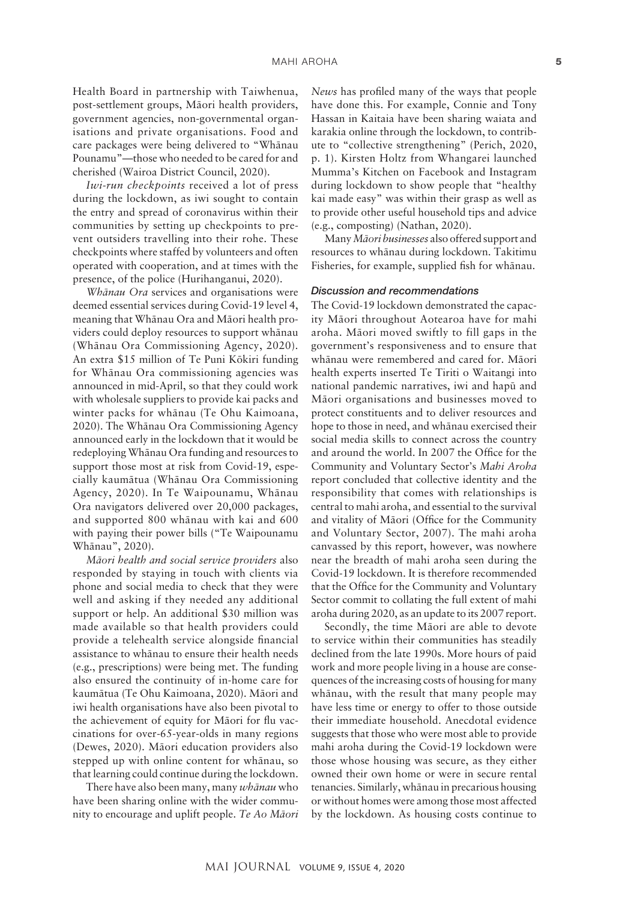Health Board in partnership with Taiwhenua, post-settlement groups, Māori health providers, government agencies, non-governmental organisations and private organisations. Food and care packages were being delivered to "Whānau Pounamu"—those who needed to be cared for and cherished (Wairoa District Council, 2020).

*Iwi-run checkpoints* received a lot of press during the lockdown, as iwi sought to contain the entry and spread of coronavirus within their communities by setting up checkpoints to prevent outsiders travelling into their rohe. These checkpoints where staffed by volunteers and often operated with cooperation, and at times with the presence, of the police (Hurihanganui, 2020).

*Whānau Ora* services and organisations were deemed essential services during Covid-19 level 4, meaning that Whānau Ora and Māori health providers could deploy resources to support whānau (Whānau Ora Commissioning Agency, 2020). An extra $15 million of Te Puni Kōkiri funding for Whānau Ora commissioning agencies was announced in mid-April, so that they could work with wholesale suppliers to provide kai packs and winter packs for whānau (Te Ohu Kaimoana, 2020). The Whānau Ora Commissioning Agency announced early in the lockdown that it would be redeploying Whānau Ora funding and resources to support those most at risk from Covid-19, especially kaumātua (Whānau Ora Commissioning Agency, 2020). In Te Waipounamu, Whānau Ora navigators delivered over 20,000 packages, and supported 800 whānau with kai and 600 with paying their power bills ("Te Waipounamu Whānau", 2020).

*Māori health and social service providers* also responded by staying in touch with clients via phone and social media to check that they were well and asking if they needed any additional support or help. An additional $30 million was made available so that health providers could provide a telehealth service alongside financial assistance to whānau to ensure their health needs (e.g., prescriptions) were being met. The funding also ensured the continuity of in-home care for kaumātua (Te Ohu Kaimoana, 2020). Māori and iwi health organisations have also been pivotal to the achievement of equity for Māori for flu vaccinations for over-65-year-olds in many regions (Dewes, 2020). Māori education providers also stepped up with online content for whānau, so that learning could continue during the lockdown.

There have also been many, many *whānau* who have been sharing online with the wider community to encourage and uplift people. *Te Ao Māori News* has profiled many of the ways that people have done this. For example, Connie and Tony Hassan in Kaitaia have been sharing waiata and karakia online through the lockdown, to contribute to "collective strengthening" (Perich, 2020, p. 1). Kirsten Holtz from Whangarei launched Mumma's Kitchen on Facebook and Instagram during lockdown to show people that "healthy kai made easy" was within their grasp as well as to provide other useful household tips and advice (e.g., composting) (Nathan, 2020).

Many *Māori businesses* also offered support and resources to whānau during lockdown. Takitimu Fisheries, for example, supplied fish for whānau.

### *Discussion and recommendations*

The Covid-19 lockdown demonstrated the capacity Māori throughout Aotearoa have for mahi aroha. Māori moved swiftly to fill gaps in the government's responsiveness and to ensure that whānau were remembered and cared for. Māori health experts inserted Te Tiriti o Waitangi into national pandemic narratives, iwi and hapū and Māori organisations and businesses moved to protect constituents and to deliver resources and hope to those in need, and whānau exercised their social media skills to connect across the country and around the world. In 2007 the Office for the Community and Voluntary Sector's *Mahi Aroha* report concluded that collective identity and the responsibility that comes with relationships is central to mahi aroha, and essential to the survival and vitality of Māori (Office for the Community and Voluntary Sector, 2007). The mahi aroha canvassed by this report, however, was nowhere near the breadth of mahi aroha seen during the Covid-19 lockdown. It is therefore recommended that the Office for the Community and Voluntary Sector commit to collating the full extent of mahi aroha during 2020, as an update to its 2007 report.

Secondly, the time Māori are able to devote to service within their communities has steadily declined from the late 1990s. More hours of paid work and more people living in a house are consequences of the increasing costs of housing for many whānau, with the result that many people may have less time or energy to offer to those outside their immediate household. Anecdotal evidence suggests that those who were most able to provide mahi aroha during the Covid-19 lockdown were those whose housing was secure, as they either owned their own home or were in secure rental tenancies. Similarly, whānau in precarious housing or without homes were among those most affected by the lockdown. As housing costs continue to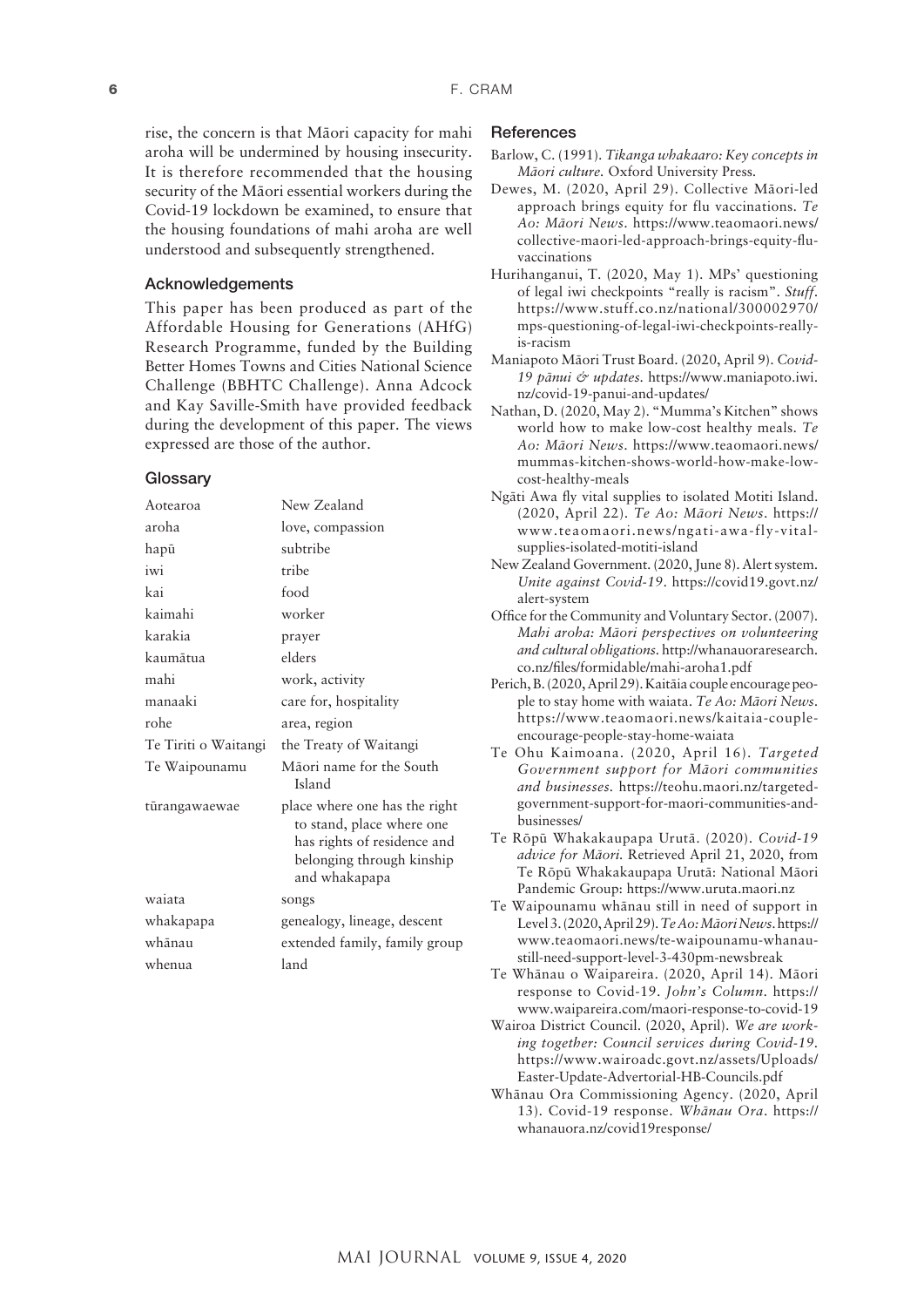rise, the concern is that Māori capacity for mahi aroha will be undermined by housing insecurity. It is therefore recommended that the housing security of the Māori essential workers during the Covid-19 lockdown be examined, to ensure that the housing foundations of mahi aroha are well understood and subsequently strengthened.

## Acknowledgements

This paper has been produced as part of the Affordable Housing for Generations (AHfG) Research Programme, funded by the Building Better Homes Towns and Cities National Science Challenge (BBHTC Challenge). Anna Adcock and Kay Saville-Smith have provided feedback during the development of this paper. The views expressed are those of the author.

## Glossary

| | |
|---|---|
| Aotearoa | New Zealand |
| aroha | love, compassion |
| hapū | subtribe |
| iwi | tribe |
| kai | food |
| kaimahi | worker |
| karakia | prayer |
| kaumātua | elders |
| mahi | work, activity |
| manaaki | care for, hospitality |
| rohe | area, region |
| Te Tiriti o Waitangi | the Treaty of Waitangi |
| Te Waipounamu | Māori name for the South Island |
| tūrangawaewae | place where one has the right to stand, place where one has rights of residence and belonging through kinship and whakapapa |
| waiata | songs |
| whakapapa | genealogy, lineage, descent |
| whānau | extended family, family group |
| whenua | land |

## References

Barlow, C. (1991). *Tikanga whakaaro: Key concepts in Māori culture.* Oxford University Press.

Dewes, M. (2020, April 29). Collective Māori-led approach brings equity for flu vaccinations. *Te Ao: Māori News.* https://www.teaomaori.news/collective-maori-led-approach-brings-equity-flu-vaccinations

Hurihanganui, T. (2020, May 1). MPs' questioning of legal iwi checkpoints "really is racism". *Stuff.* https://www.stuff.co.nz/national/300002970/mps-questioning-of-legal-iwi-checkpoints-really-is-racism

Maniapoto Māori Trust Board. (2020, April 9). *Covid-19 pānui & updates.* https://www.maniapoto.iwi.nz/covid-19-panui-and-updates/

Nathan, D. (2020, May 2). "Mumma's Kitchen" shows world how to make low-cost healthy meals. *Te Ao: Māori News.* https://www.teaomaori.news/mummas-kitchen-shows-world-how-make-low-cost-healthy-meals

Ngāti Awa fly vital supplies to isolated Motiti Island. (2020, April 22). *Te Ao: Māori News.* https://www.teaomaori.news/ngati-awa-fly-vital-supplies-isolated-motiti-island

New Zealand Government. (2020, June 8). Alert system. *Unite against Covid-19.* https://covid19.govt.nz/alert-system

Office for the Community and Voluntary Sector. (2007). *Mahi aroha: Māori perspectives on volunteering and cultural obligations.* http://whanauoraresearch.co.nz/files/formidable/mahi-aroha1.pdf

Perich, B. (2020, April 29). Kaitāia couple encourage people to stay home with waiata. *Te Ao: Māori News.* https://www.teaomaori.news/kaitaia-couple-encourage-people-stay-home-waiata

Te Ohu Kaimoana. (2020, April 16). *Targeted Government support for Māori communities and businesses.* https://teohu.maori.nz/targeted-government-support-for-maori-communities-and-businesses/

Te Rōpū Whakakaupapa Urutā. (2020). *Covid-19 advice for Māori.* Retrieved April 21, 2020, from Te Rōpū Whakakaupapa Urutā: National Māori Pandemic Group: https://www.uruta.maori.nz

Te Waipounamu whānau still in need of support in Level 3. (2020, April 29). *Te Ao: Māori News.* https://www.teaomaori.news/te-waipounamu-whanau-still-need-support-level-3-430pm-newsbreak

Te Whānau o Waipareira. (2020, April 14). Māori response to Covid-19. *John's Column.* https://www.waipareira.com/maori-response-to-covid-19

Wairoa District Council. (2020, April). *We are working together: Council services during Covid-19.* https://www.wairoadc.govt.nz/assets/Uploads/Easter-Update-Advertorial-HB-Councils.pdf

Whānau Ora Commissioning Agency. (2020, April 13). Covid-19 response. *Whānau Ora.* https://whanauora.nz/covid19response/